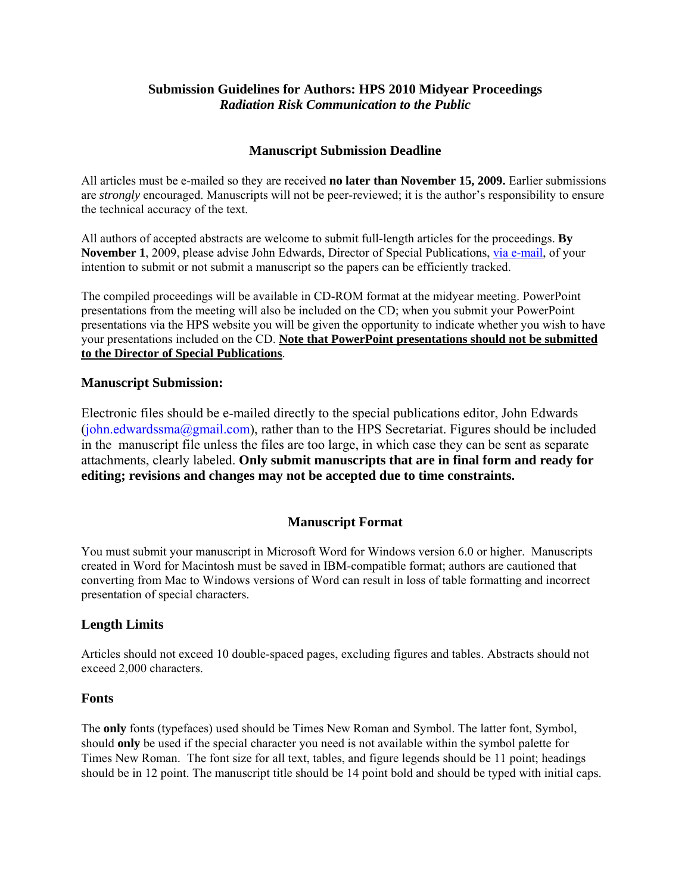# Submission Guidelines for Authors: HPS 2010 Midyear Proceedings
*Radiation Risk Communication to the Public*

## Manuscript Submission Deadline

All articles must be e-mailed so they are received **no later than November 15, 2009.** Earlier submissions are *strongly* encouraged. Manuscripts will not be peer-reviewed; it is the author's responsibility to ensure the technical accuracy of the text.

All authors of accepted abstracts are welcome to submit full-length articles for the proceedings. **By November 1**, 2009, please advise John Edwards, Director of Special Publications, via e-mail, of your intention to submit or not submit a manuscript so the papers can be efficiently tracked.

The compiled proceedings will be available in CD-ROM format at the midyear meeting. PowerPoint presentations from the meeting will also be included on the CD; when you submit your PowerPoint presentations via the HPS website you will be given the opportunity to indicate whether you wish to have your presentations included on the CD. **Note that PowerPoint presentations should not be submitted to the Director of Special Publications**.

### Manuscript Submission:

Electronic files should be e-mailed directly to the special publications editor, John Edwards (john.edwardssma@gmail.com), rather than to the HPS Secretariat. Figures should be included in the manuscript file unless the files are too large, in which case they can be sent as separate attachments, clearly labeled. **Only submit manuscripts that are in final form and ready for editing; revisions and changes may not be accepted due to time constraints.**

## Manuscript Format

You must submit your manuscript in Microsoft Word for Windows version 6.0 or higher. Manuscripts created in Word for Macintosh must be saved in IBM-compatible format; authors are cautioned that converting from Mac to Windows versions of Word can result in loss of table formatting and incorrect presentation of special characters.

### Length Limits

Articles should not exceed 10 double-spaced pages, excluding figures and tables. Abstracts should not exceed 2,000 characters.

### Fonts

The **only** fonts (typefaces) used should be Times New Roman and Symbol. The latter font, Symbol, should **only** be used if the special character you need is not available within the symbol palette for Times New Roman. The font size for all text, tables, and figure legends should be 11 point; headings should be in 12 point. The manuscript title should be 14 point bold and should be typed with initial caps.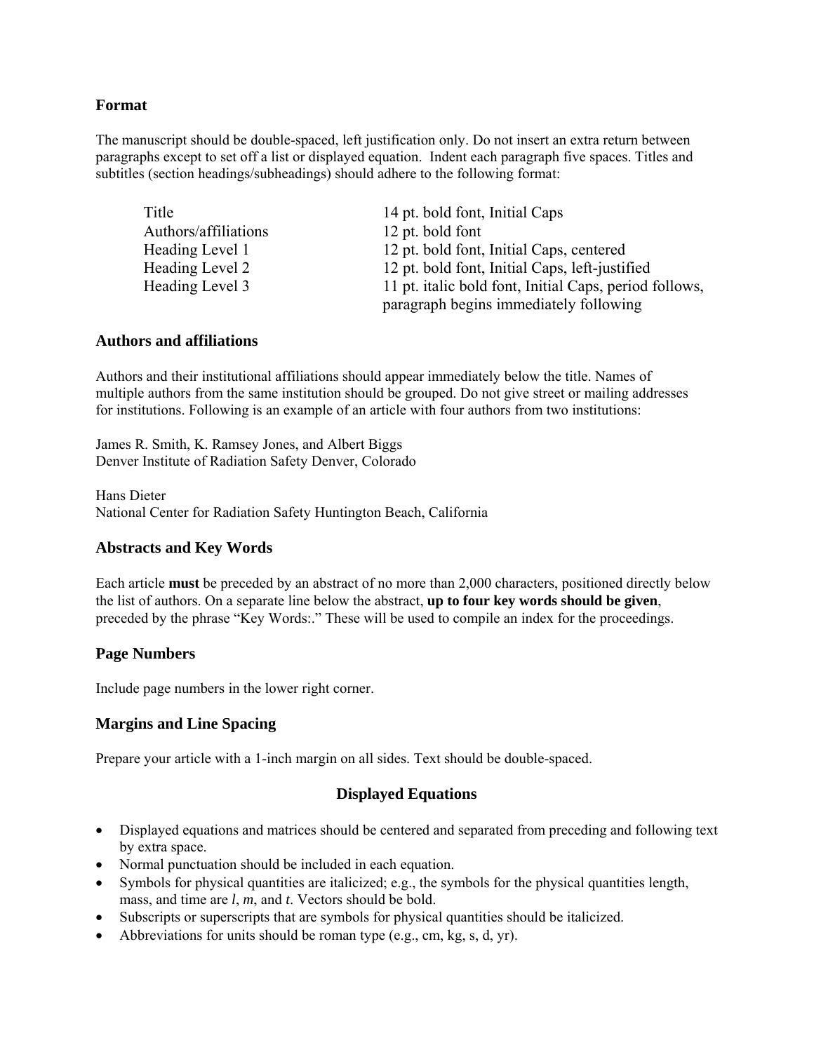## Format

The manuscript should be double-spaced, left justification only. Do not insert an extra return between paragraphs except to set off a list or displayed equation. Indent each paragraph five spaces. Titles and subtitles (section headings/subheadings) should adhere to the following format:

| | |
|---|---|
| Title | 14 pt. bold font, Initial Caps |
| Authors/affiliations | 12 pt. bold font |
| Heading Level 1 | 12 pt. bold font, Initial Caps, centered |
| Heading Level 2 | 12 pt. bold font, Initial Caps, left-justified |
| Heading Level 3 | 11 pt. italic bold font, Initial Caps, period follows, paragraph begins immediately following |

## Authors and affiliations

Authors and their institutional affiliations should appear immediately below the title. Names of multiple authors from the same institution should be grouped. Do not give street or mailing addresses for institutions. Following is an example of an article with four authors from two institutions:

James R. Smith, K. Ramsey Jones, and Albert Biggs
Denver Institute of Radiation Safety Denver, Colorado

Hans Dieter
National Center for Radiation Safety Huntington Beach, California

## Abstracts and Key Words

Each article **must** be preceded by an abstract of no more than 2,000 characters, positioned directly below the list of authors. On a separate line below the abstract, **up to four key words should be given**, preceded by the phrase "Key Words:." These will be used to compile an index for the proceedings.

## Page Numbers

Include page numbers in the lower right corner.

## Margins and Line Spacing

Prepare your article with a 1-inch margin on all sides. Text should be double-spaced.

## Displayed Equations

- Displayed equations and matrices should be centered and separated from preceding and following text by extra space.
- Normal punctuation should be included in each equation.
- Symbols for physical quantities are italicized; e.g., the symbols for the physical quantities length, mass, and time are *l*, *m*, and *t*. Vectors should be bold.
- Subscripts or superscripts that are symbols for physical quantities should be italicized.
- Abbreviations for units should be roman type (e.g., cm, kg, s, d, yr).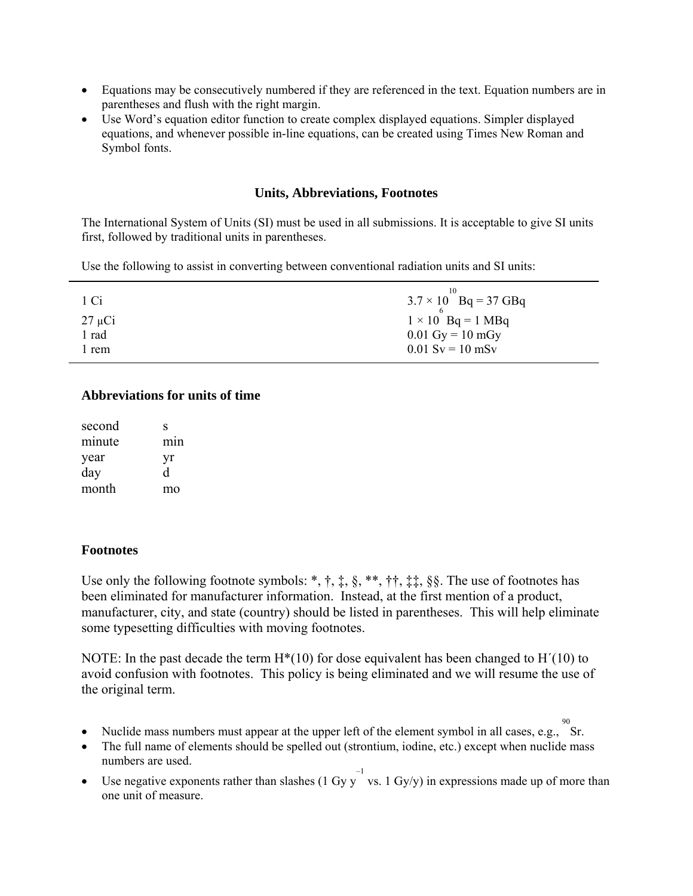- Equations may be consecutively numbered if they are referenced in the text. Equation numbers are in parentheses and flush with the right margin.
- Use Word's equation editor function to create complex displayed equations. Simpler displayed equations, and whenever possible in-line equations, can be created using Times New Roman and Symbol fonts.

## Units, Abbreviations, Footnotes

The International System of Units (SI) must be used in all submissions. It is acceptable to give SI units first, followed by traditional units in parentheses.

Use the following to assist in converting between conventional radiation units and SI units:

| | |
|---|---|
| 1 Ci | $3.7 \times 10^{10}$ Bq = 37 GBq |
| 27 μCi | $1 \times 10^{6}$ Bq = 1 MBq |
| 1 rad | 0.01 Gy = 10 mGy |
| 1 rem | 0.01 Sv = 10 mSv |

### Abbreviations for units of time

| | |
|---|---|
| second | s |
| minute | min |
| year | yr |
| day | d |
| month | mo |

### Footnotes

Use only the following footnote symbols: *, †, ‡, §, **, ††, ‡‡, §§. The use of footnotes has been eliminated for manufacturer information. Instead, at the first mention of a product, manufacturer, city, and state (country) should be listed in parentheses. This will help eliminate some typesetting difficulties with moving footnotes.

NOTE: In the past decade the term H*(10) for dose equivalent has been changed to H´(10) to avoid confusion with footnotes. This policy is being eliminated and we will resume the use of the original term.

- Nuclide mass numbers must appear at the upper left of the element symbol in all cases, e.g., $^{90}$Sr.
- The full name of elements should be spelled out (strontium, iodine, etc.) except when nuclide mass numbers are used.
- Use negative exponents rather than slashes (1 Gy $y^{-1}$ vs. 1 Gy/y) in expressions made up of more than one unit of measure.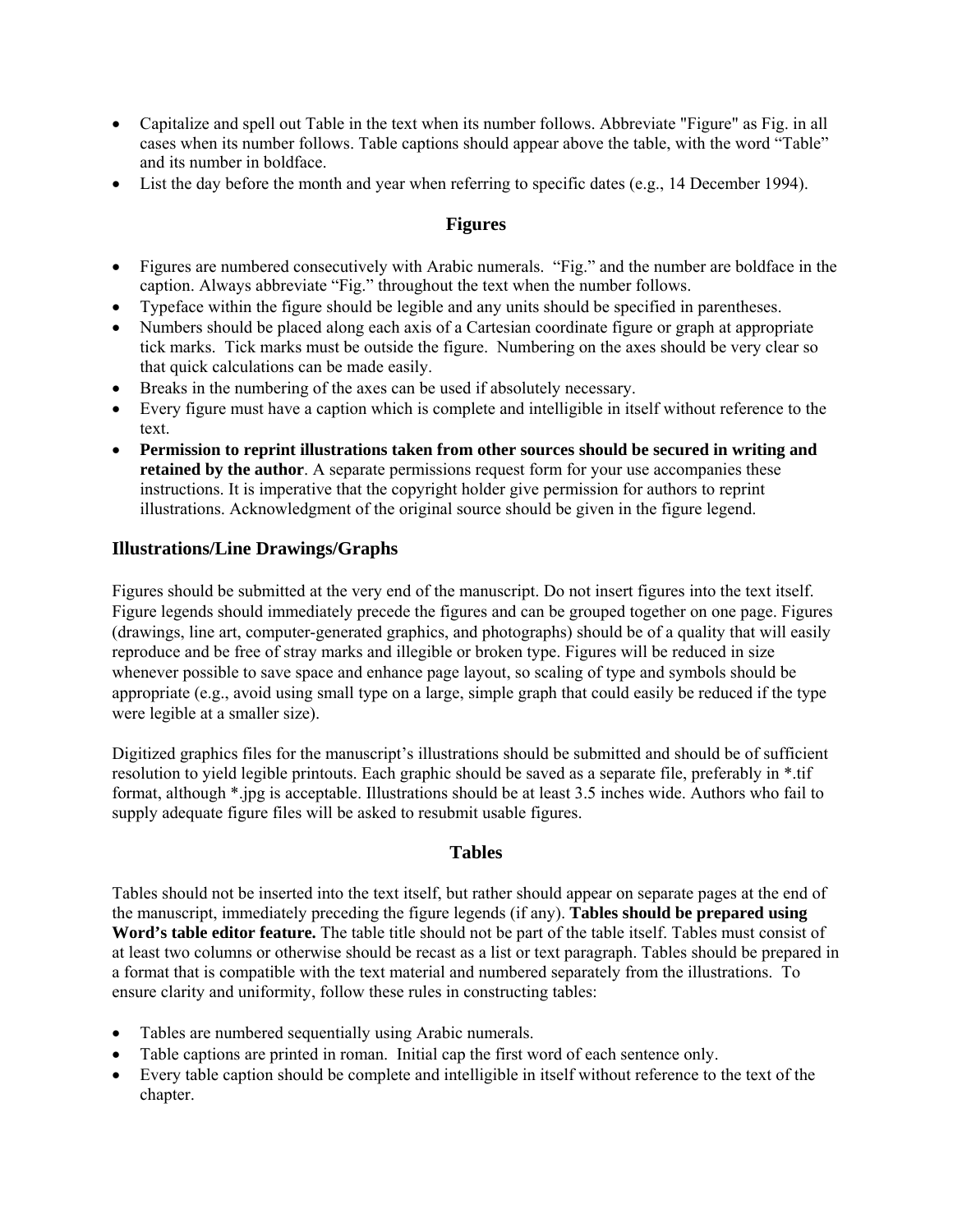- Capitalize and spell out Table in the text when its number follows. Abbreviate "Figure" as Fig. in all cases when its number follows. Table captions should appear above the table, with the word "Table" and its number in boldface.
- List the day before the month and year when referring to specific dates (e.g., 14 December 1994).

## Figures

- Figures are numbered consecutively with Arabic numerals. "Fig." and the number are boldface in the caption. Always abbreviate "Fig." throughout the text when the number follows.
- Typeface within the figure should be legible and any units should be specified in parentheses.
- Numbers should be placed along each axis of a Cartesian coordinate figure or graph at appropriate tick marks. Tick marks must be outside the figure. Numbering on the axes should be very clear so that quick calculations can be made easily.
- Breaks in the numbering of the axes can be used if absolutely necessary.
- Every figure must have a caption which is complete and intelligible in itself without reference to the text.
- **Permission to reprint illustrations taken from other sources should be secured in writing and retained by the author**. A separate permissions request form for your use accompanies these instructions. It is imperative that the copyright holder give permission for authors to reprint illustrations. Acknowledgment of the original source should be given in the figure legend.

### Illustrations/Line Drawings/Graphs

Figures should be submitted at the very end of the manuscript. Do not insert figures into the text itself. Figure legends should immediately precede the figures and can be grouped together on one page. Figures (drawings, line art, computer-generated graphics, and photographs) should be of a quality that will easily reproduce and be free of stray marks and illegible or broken type. Figures will be reduced in size whenever possible to save space and enhance page layout, so scaling of type and symbols should be appropriate (e.g., avoid using small type on a large, simple graph that could easily be reduced if the type were legible at a smaller size).

Digitized graphics files for the manuscript's illustrations should be submitted and should be of sufficient resolution to yield legible printouts. Each graphic should be saved as a separate file, preferably in *.tif format, although *.jpg is acceptable. Illustrations should be at least 3.5 inches wide. Authors who fail to supply adequate figure files will be asked to resubmit usable figures.

## Tables

Tables should not be inserted into the text itself, but rather should appear on separate pages at the end of the manuscript, immediately preceding the figure legends (if any). **Tables should be prepared using Word's table editor feature.** The table title should not be part of the table itself. Tables must consist of at least two columns or otherwise should be recast as a list or text paragraph. Tables should be prepared in a format that is compatible with the text material and numbered separately from the illustrations. To ensure clarity and uniformity, follow these rules in constructing tables:

- Tables are numbered sequentially using Arabic numerals.
- Table captions are printed in roman. Initial cap the first word of each sentence only.
- Every table caption should be complete and intelligible in itself without reference to the text of the chapter.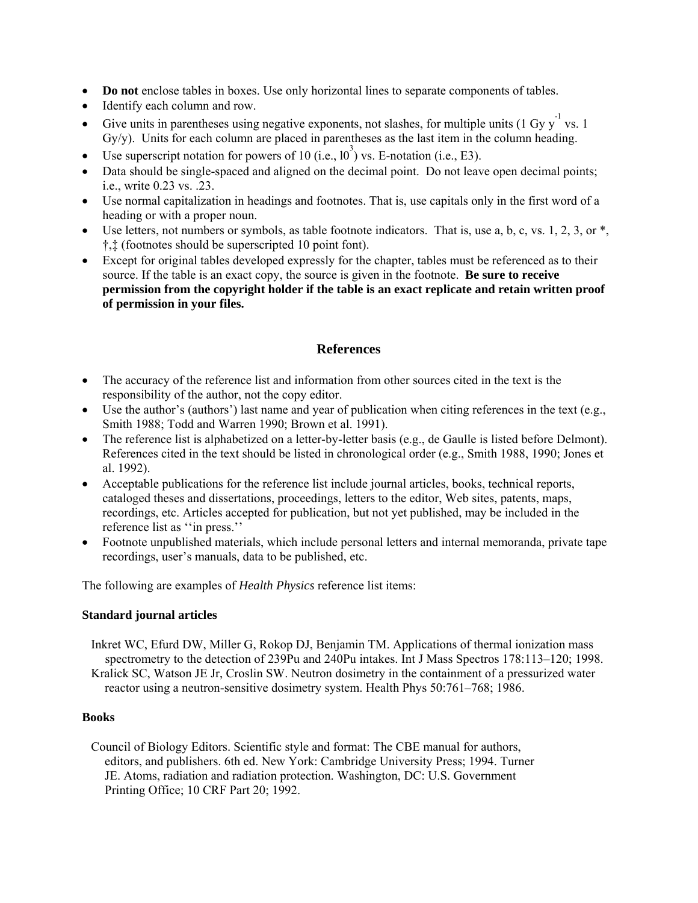- **Do not** enclose tables in boxes. Use only horizontal lines to separate components of tables.
- Identify each column and row.
- Give units in parentheses using negative exponents, not slashes, for multiple units (1 Gy $y^{-1}$ vs. 1 Gy/y). Units for each column are placed in parentheses as the last item in the column heading.
- Use superscript notation for powers of 10 (i.e., $10^3$) vs. E-notation (i.e., E3).
- Data should be single-spaced and aligned on the decimal point. Do not leave open decimal points; i.e., write 0.23 vs. .23.
- Use normal capitalization in headings and footnotes. That is, use capitals only in the first word of a heading or with a proper noun.
- Use letters, not numbers or symbols, as table footnote indicators. That is, use a, b, c, vs. 1, 2, 3, or *, †,‡ (footnotes should be superscripted 10 point font).
- Except for original tables developed expressly for the chapter, tables must be referenced as to their source. If the table is an exact copy, the source is given in the footnote. **Be sure to receive permission from the copyright holder if the table is an exact replicate and retain written proof of permission in your files.**

## References

- The accuracy of the reference list and information from other sources cited in the text is the responsibility of the author, not the copy editor.
- Use the author's (authors') last name and year of publication when citing references in the text (e.g., Smith 1988; Todd and Warren 1990; Brown et al. 1991).
- The reference list is alphabetized on a letter-by-letter basis (e.g., de Gaulle is listed before Delmont). References cited in the text should be listed in chronological order (e.g., Smith 1988, 1990; Jones et al. 1992).
- Acceptable publications for the reference list include journal articles, books, technical reports, cataloged theses and dissertations, proceedings, letters to the editor, Web sites, patents, maps, recordings, etc. Articles accepted for publication, but not yet published, may be included in the reference list as ''in press.''
- Footnote unpublished materials, which include personal letters and internal memoranda, private tape recordings, user's manuals, data to be published, etc.

The following are examples of *Health Physics* reference list items:

**Standard journal articles**

Inkret WC, Efurd DW, Miller G, Rokop DJ, Benjamin TM. Applications of thermal ionization mass spectrometry to the detection of 239Pu and 240Pu intakes. Int J Mass Spectros 178:113–120; 1998.

Kralick SC, Watson JE Jr, Croslin SW. Neutron dosimetry in the containment of a pressurized water reactor using a neutron-sensitive dosimetry system. Health Phys 50:761–768; 1986.

**Books**

Council of Biology Editors. Scientific style and format: The CBE manual for authors, editors, and publishers. 6th ed. New York: Cambridge University Press; 1994. Turner JE. Atoms, radiation and radiation protection. Washington, DC: U.S. Government Printing Office; 10 CRF Part 20; 1992.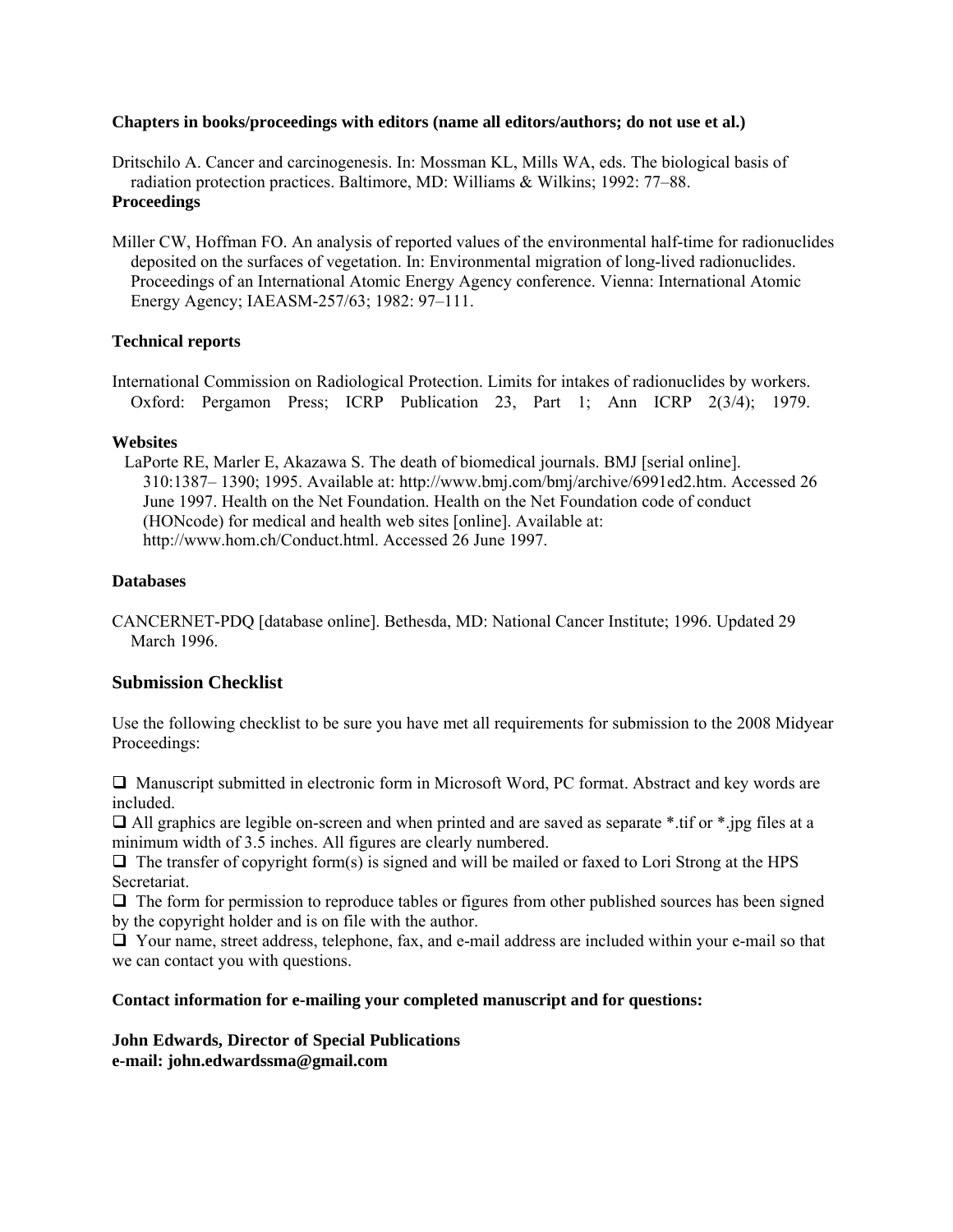**Chapters in books/proceedings with editors (name all editors/authors; do not use et al.)**

Dritschilo A. Cancer and carcinogenesis. In: Mossman KL, Mills WA, eds. The biological basis of radiation protection practices. Baltimore, MD: Williams & Wilkins; 1992: 77–88.

**Proceedings**

Miller CW, Hoffman FO. An analysis of reported values of the environmental half-time for radionuclides deposited on the surfaces of vegetation. In: Environmental migration of long-lived radionuclides. Proceedings of an International Atomic Energy Agency conference. Vienna: International Atomic Energy Agency; IAEASM-257/63; 1982: 97–111.

**Technical reports**

International Commission on Radiological Protection. Limits for intakes of radionuclides by workers. Oxford: Pergamon Press; ICRP Publication 23, Part 1; Ann ICRP 2(3/4); 1979.

**Websites**

LaPorte RE, Marler E, Akazawa S. The death of biomedical journals. BMJ [serial online]. 310:1387– 1390; 1995. Available at: http://www.bmj.com/bmj/archive/6991ed2.htm. Accessed 26 June 1997. Health on the Net Foundation. Health on the Net Foundation code of conduct (HONcode) for medical and health web sites [online]. Available at: http://www.hom.ch/Conduct.html. Accessed 26 June 1997.

**Databases**

CANCERNET-PDQ [database online]. Bethesda, MD: National Cancer Institute; 1996. Updated 29 March 1996.

## Submission Checklist

Use the following checklist to be sure you have met all requirements for submission to the 2008 Midyear Proceedings:

- ❑ Manuscript submitted in electronic form in Microsoft Word, PC format. Abstract and key words are included.
- ❑ All graphics are legible on-screen and when printed and are saved as separate *.tif or *.jpg files at a minimum width of 3.5 inches. All figures are clearly numbered.
- ❑ The transfer of copyright form(s) is signed and will be mailed or faxed to Lori Strong at the HPS Secretariat.
- ❑ The form for permission to reproduce tables or figures from other published sources has been signed by the copyright holder and is on file with the author.
- ❑ Your name, street address, telephone, fax, and e-mail address are included within your e-mail so that we can contact you with questions.

**Contact information for e-mailing your completed manuscript and for questions:**

**John Edwards, Director of Special Publications**
**e-mail: john.edwardssma@gmail.com**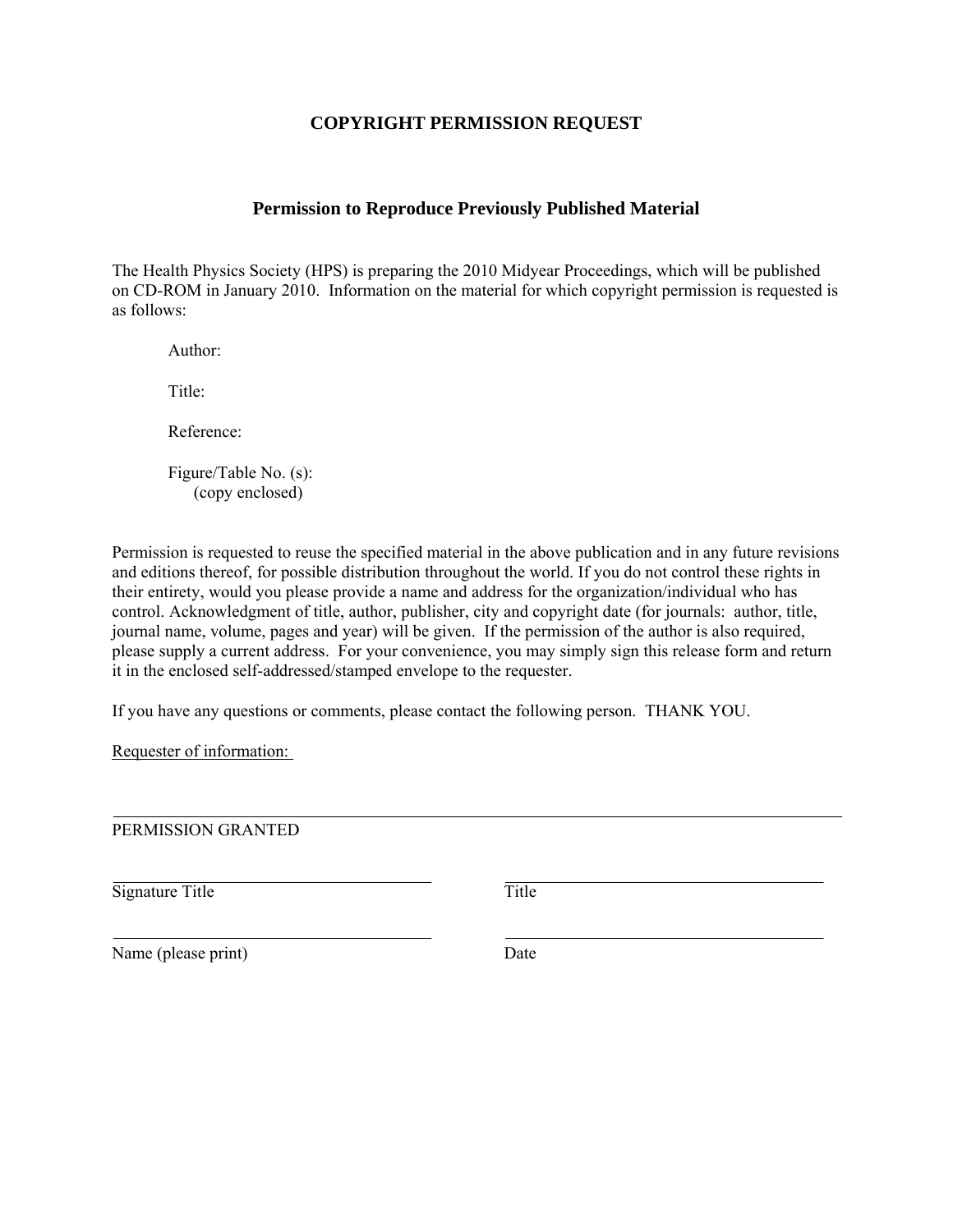## COPYRIGHT PERMISSION REQUEST

### Permission to Reproduce Previously Published Material

The Health Physics Society (HPS) is preparing the 2010 Midyear Proceedings, which will be published on CD-ROM in January 2010. Information on the material for which copyright permission is requested is as follows:

Author:

Title:

Reference:

Figure/Table No. (s):
(copy enclosed)

Permission is requested to reuse the specified material in the above publication and in any future revisions and editions thereof, for possible distribution throughout the world. If you do not control these rights in their entirety, would you please provide a name and address for the organization/individual who has control. Acknowledgment of title, author, publisher, city and copyright date (for journals: author, title, journal name, volume, pages and year) will be given. If the permission of the author is also required, please supply a current address. For your convenience, you may simply sign this release form and return it in the enclosed self-addressed/stamped envelope to the requester.

If you have any questions or comments, please contact the following person. THANK YOU.

Requester of information:

---

PERMISSION GRANTED

| | |
|---|---|
| Signature Title | Title |
| Name (please print) | Date |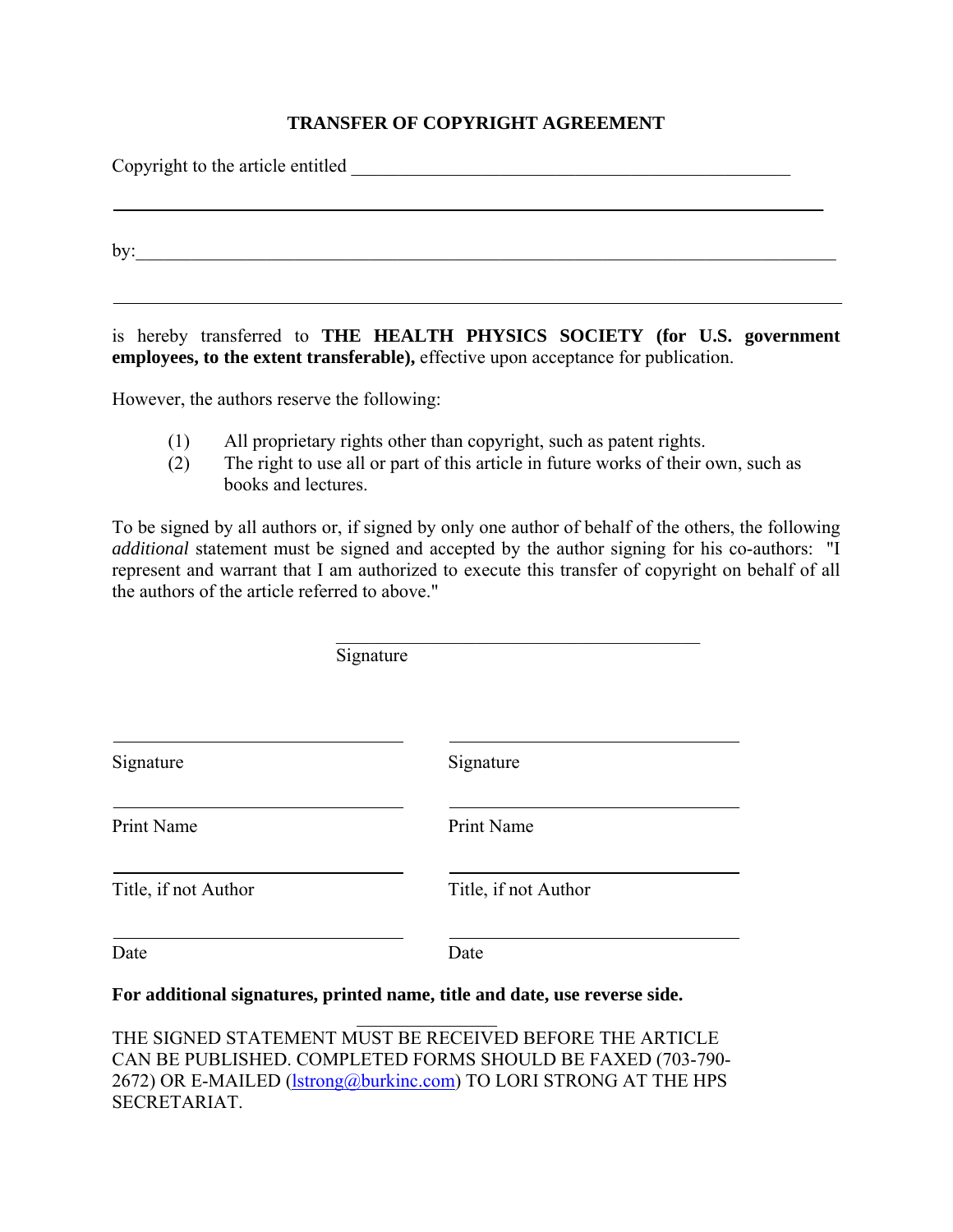**TRANSFER OF COPYRIGHT AGREEMENT**

Copyright to the article entitled ______________________________________________

_______________________________________________________________________

by:_____________________________________________________________________

_______________________________________________________________________

is hereby transferred to **THE HEALTH PHYSICS SOCIETY (for U.S. government employees, to the extent transferable),** effective upon acceptance for publication.

However, the authors reserve the following:

(1) All proprietary rights other than copyright, such as patent rights.
(2) The right to use all or part of this article in future works of their own, such as books and lectures.

To be signed by all authors or, if signed by only one author of behalf of the others, the following *additional* statement must be signed and accepted by the author signing for his co-authors: "I represent and warrant that I am authorized to execute this transfer of copyright on behalf of all the authors of the article referred to above."

________________________________________
Signature

| | |
|---|---|
| ______________________________ | ______________________________ |
| Signature | Signature |
| ______________________________ | ______________________________ |
| Print Name | Print Name |
| ______________________________ | ______________________________ |
| Title, if not Author | Title, if not Author |
| ______________________________ | ______________________________ |
| Date | Date |

**For additional signatures, printed name, title and date, use reverse side.**

THE SIGNED STATEMENT MUST BE RECEIVED BEFORE THE ARTICLE CAN BE PUBLISHED. COMPLETED FORMS SHOULD BE FAXED (703-790-2672) OR E-MAILED (lstrong@burkinc.com) TO LORI STRONG AT THE HPS SECRETARIAT.